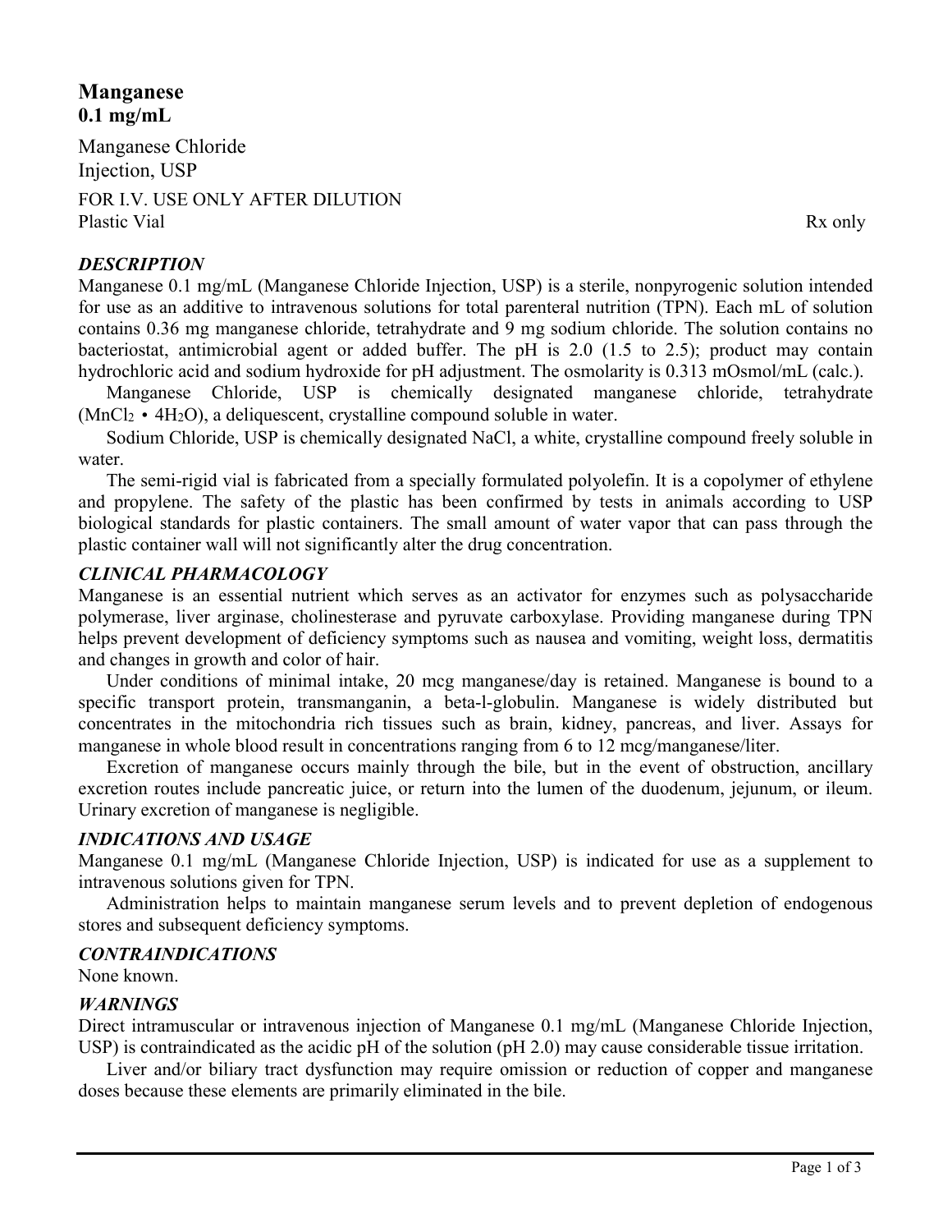# Manganese
## 0.1 mg/mL

Manganese Chloride
Injection, USP

FOR I.V. USE ONLY AFTER DILUTION
Plastic Vial

Rx only

### *DESCRIPTION*

Manganese 0.1 mg/mL (Manganese Chloride Injection, USP) is a sterile, nonpyrogenic solution intended for use as an additive to intravenous solutions for total parenteral nutrition (TPN). Each mL of solution contains 0.36 mg manganese chloride, tetrahydrate and 9 mg sodium chloride. The solution contains no bacteriostat, antimicrobial agent or added buffer. The pH is 2.0 (1.5 to 2.5); product may contain hydrochloric acid and sodium hydroxide for pH adjustment. The osmolarity is 0.313 mOsmol/mL (calc.).

Manganese Chloride, USP is chemically designated manganese chloride, tetrahydrate ($MnCl_2 \cdot 4H_2O$), a deliquescent, crystalline compound soluble in water.

Sodium Chloride, USP is chemically designated NaCl, a white, crystalline compound freely soluble in water.

The semi-rigid vial is fabricated from a specially formulated polyolefin. It is a copolymer of ethylene and propylene. The safety of the plastic has been confirmed by tests in animals according to USP biological standards for plastic containers. The small amount of water vapor that can pass through the plastic container wall will not significantly alter the drug concentration.

### *CLINICAL PHARMACOLOGY*

Manganese is an essential nutrient which serves as an activator for enzymes such as polysaccharide polymerase, liver arginase, cholinesterase and pyruvate carboxylase. Providing manganese during TPN helps prevent development of deficiency symptoms such as nausea and vomiting, weight loss, dermatitis and changes in growth and color of hair.

Under conditions of minimal intake, 20 mcg manganese/day is retained. Manganese is bound to a specific transport protein, transmanganin, a beta-l-globulin. Manganese is widely distributed but concentrates in the mitochondria rich tissues such as brain, kidney, pancreas, and liver. Assays for manganese in whole blood result in concentrations ranging from 6 to 12 mcg/manganese/liter.

Excretion of manganese occurs mainly through the bile, but in the event of obstruction, ancillary excretion routes include pancreatic juice, or return into the lumen of the duodenum, jejunum, or ileum. Urinary excretion of manganese is negligible.

### *INDICATIONS AND USAGE*

Manganese 0.1 mg/mL (Manganese Chloride Injection, USP) is indicated for use as a supplement to intravenous solutions given for TPN.

Administration helps to maintain manganese serum levels and to prevent depletion of endogenous stores and subsequent deficiency symptoms.

### *CONTRAINDICATIONS*

None known.

### *WARNINGS*

Direct intramuscular or intravenous injection of Manganese 0.1 mg/mL (Manganese Chloride Injection, USP) is contraindicated as the acidic pH of the solution (pH 2.0) may cause considerable tissue irritation.

Liver and/or biliary tract dysfunction may require omission or reduction of copper and manganese doses because these elements are primarily eliminated in the bile.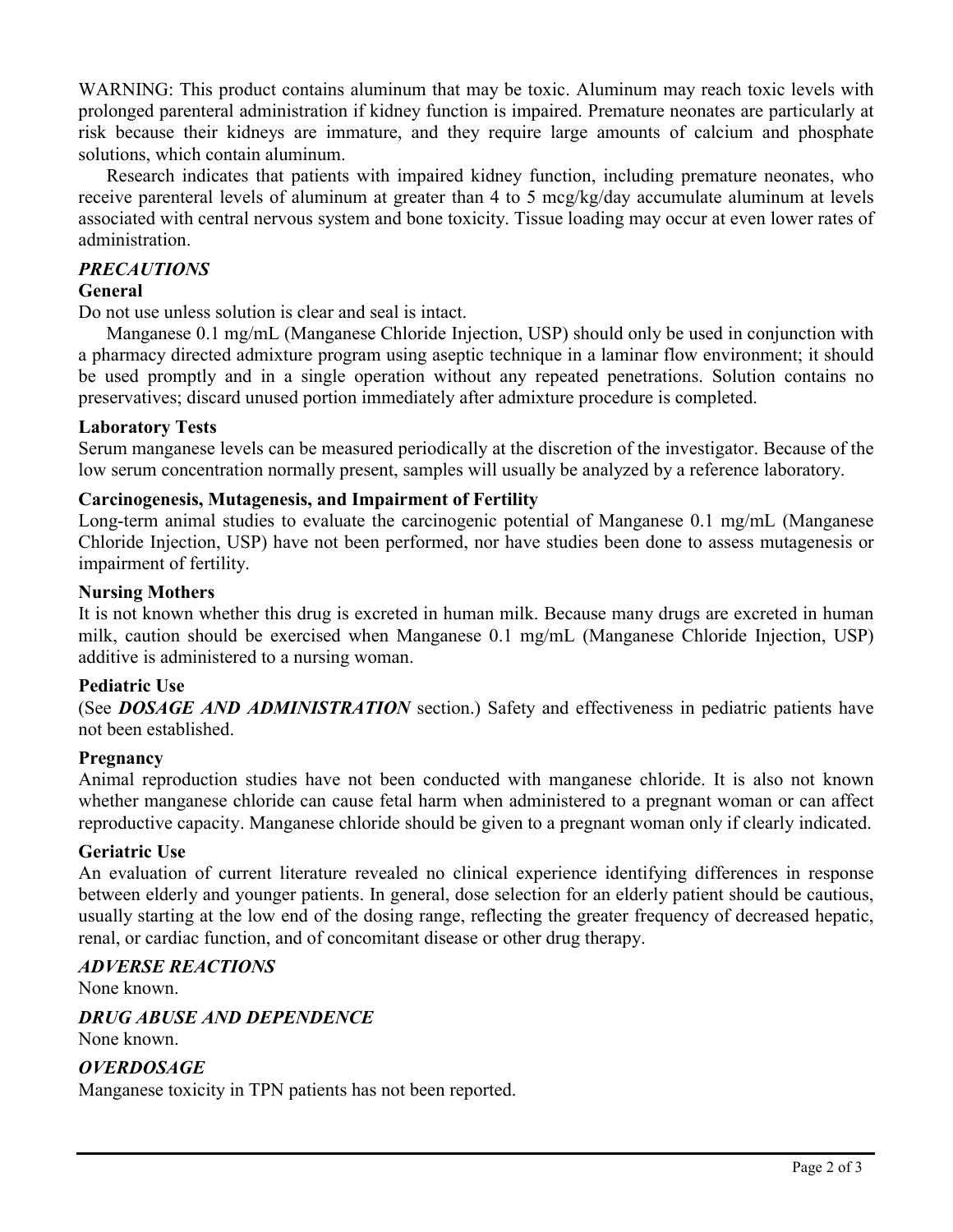WARNING: This product contains aluminum that may be toxic. Aluminum may reach toxic levels with prolonged parenteral administration if kidney function is impaired. Premature neonates are particularly at risk because their kidneys are immature, and they require large amounts of calcium and phosphate solutions, which contain aluminum.

Research indicates that patients with impaired kidney function, including premature neonates, who receive parenteral levels of aluminum at greater than 4 to 5 mcg/kg/day accumulate aluminum at levels associated with central nervous system and bone toxicity. Tissue loading may occur at even lower rates of administration.

## *PRECAUTIONS*

### General

Do not use unless solution is clear and seal is intact.

Manganese 0.1 mg/mL (Manganese Chloride Injection, USP) should only be used in conjunction with a pharmacy directed admixture program using aseptic technique in a laminar flow environment; it should be used promptly and in a single operation without any repeated penetrations. Solution contains no preservatives; discard unused portion immediately after admixture procedure is completed.

### Laboratory Tests

Serum manganese levels can be measured periodically at the discretion of the investigator. Because of the low serum concentration normally present, samples will usually be analyzed by a reference laboratory.

### Carcinogenesis, Mutagenesis, and Impairment of Fertility

Long-term animal studies to evaluate the carcinogenic potential of Manganese 0.1 mg/mL (Manganese Chloride Injection, USP) have not been performed, nor have studies been done to assess mutagenesis or impairment of fertility.

### Nursing Mothers

It is not known whether this drug is excreted in human milk. Because many drugs are excreted in human milk, caution should be exercised when Manganese 0.1 mg/mL (Manganese Chloride Injection, USP) additive is administered to a nursing woman.

### Pediatric Use

(See ***DOSAGE AND ADMINISTRATION*** section.) Safety and effectiveness in pediatric patients have not been established.

### Pregnancy

Animal reproduction studies have not been conducted with manganese chloride. It is also not known whether manganese chloride can cause fetal harm when administered to a pregnant woman or can affect reproductive capacity. Manganese chloride should be given to a pregnant woman only if clearly indicated.

### Geriatric Use

An evaluation of current literature revealed no clinical experience identifying differences in response between elderly and younger patients. In general, dose selection for an elderly patient should be cautious, usually starting at the low end of the dosing range, reflecting the greater frequency of decreased hepatic, renal, or cardiac function, and of concomitant disease or other drug therapy.

## *ADVERSE REACTIONS*

None known.

## *DRUG ABUSE AND DEPENDENCE*

None known.

## *OVERDOSAGE*

Manganese toxicity in TPN patients has not been reported.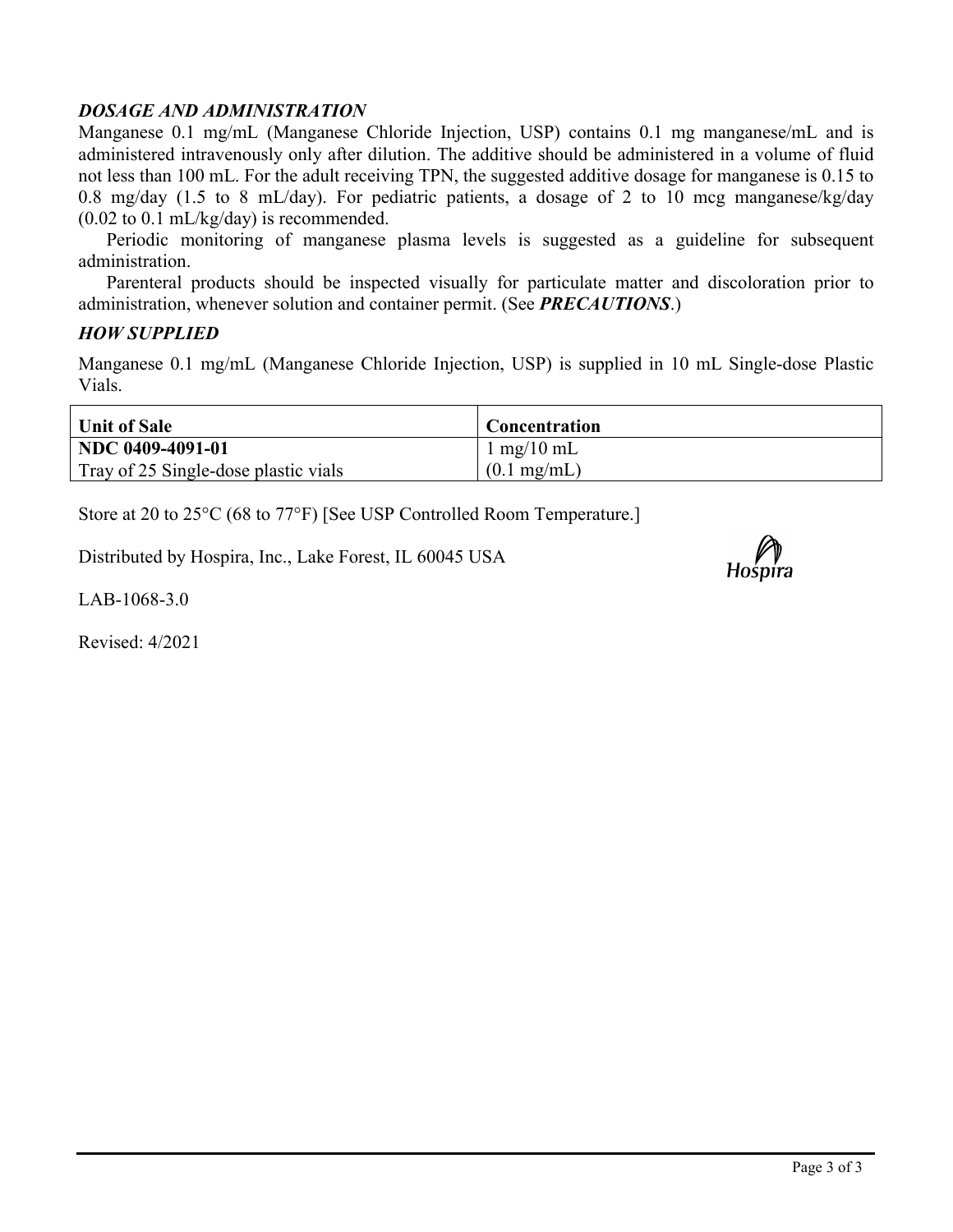### *DOSAGE AND ADMINISTRATION*

Manganese 0.1 mg/mL (Manganese Chloride Injection, USP) contains 0.1 mg manganese/mL and is administered intravenously only after dilution. The additive should be administered in a volume of fluid not less than 100 mL. For the adult receiving TPN, the suggested additive dosage for manganese is 0.15 to 0.8 mg/day (1.5 to 8 mL/day). For pediatric patients, a dosage of 2 to 10 mcg manganese/kg/day (0.02 to 0.1 mL/kg/day) is recommended.

Periodic monitoring of manganese plasma levels is suggested as a guideline for subsequent administration.

Parenteral products should be inspected visually for particulate matter and discoloration prior to administration, whenever solution and container permit. (See ***PRECAUTIONS***.)

### *HOW SUPPLIED*

Manganese 0.1 mg/mL (Manganese Chloride Injection, USP) is supplied in 10 mL Single-dose Plastic Vials.

| Unit of Sale | Concentration |
|---|---|
| **NDC 0409-4091-01**<br>Tray of 25 Single-dose plastic vials | 1 mg/10 mL<br>(0.1 mg/mL) |

Store at 20 to 25°C (68 to 77°F) [See USP Controlled Room Temperature.]

Distributed by Hospira, Inc., Lake Forest, IL 60045 USA

Hospira

LAB-1068-3.0

Revised: 4/2021